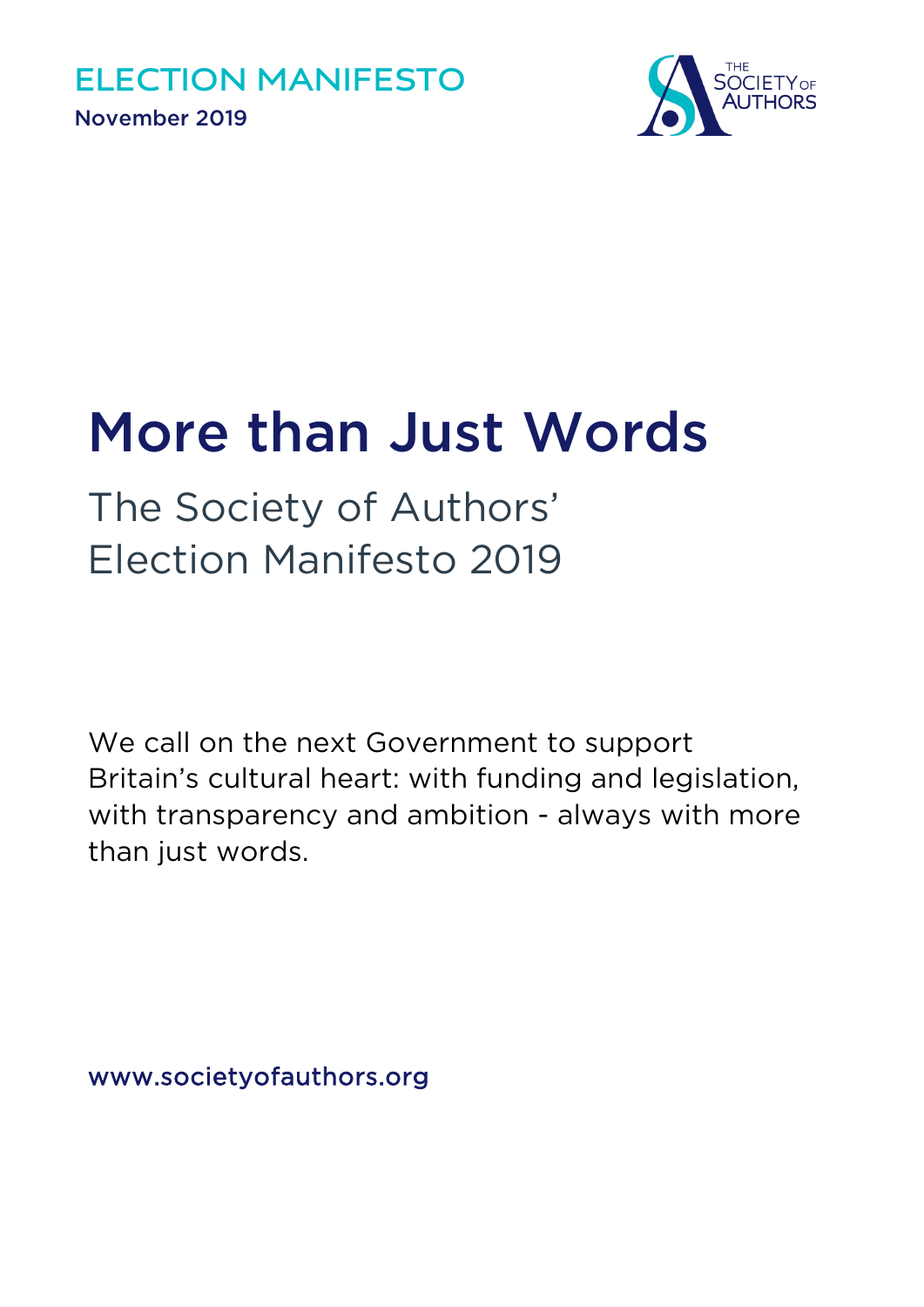ELECTION MANIFESTO

November 2019

THE SOCIETY OF AUTHORS

# More than Just Words

## The Society of Authors' Election Manifesto 2019

We call on the next Government to support Britain's cultural heart: with funding and legislation, with transparency and ambition - always with more than just words.

www.societyofauthors.org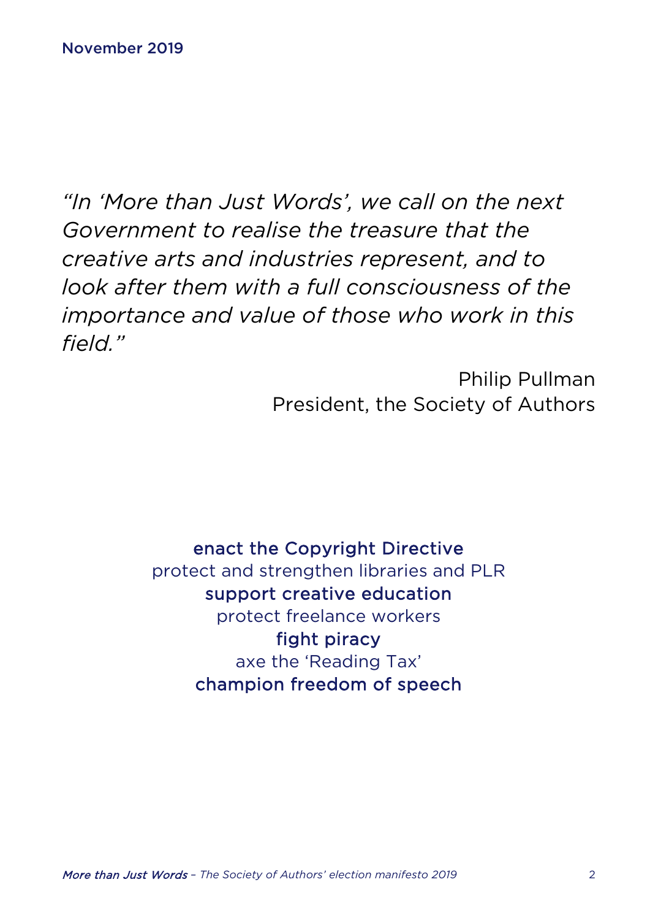November 2019

*"In 'More than Just Words', we call on the next Government to realise the treasure that the creative arts and industries represent, and to look after them with a full consciousness of the importance and value of those who work in this field."*

Philip Pullman
President, the Society of Authors

enact the Copyright Directive
protect and strengthen libraries and PLR
support creative education
protect freelance workers
fight piracy
axe the 'Reading Tax'
champion freedom of speech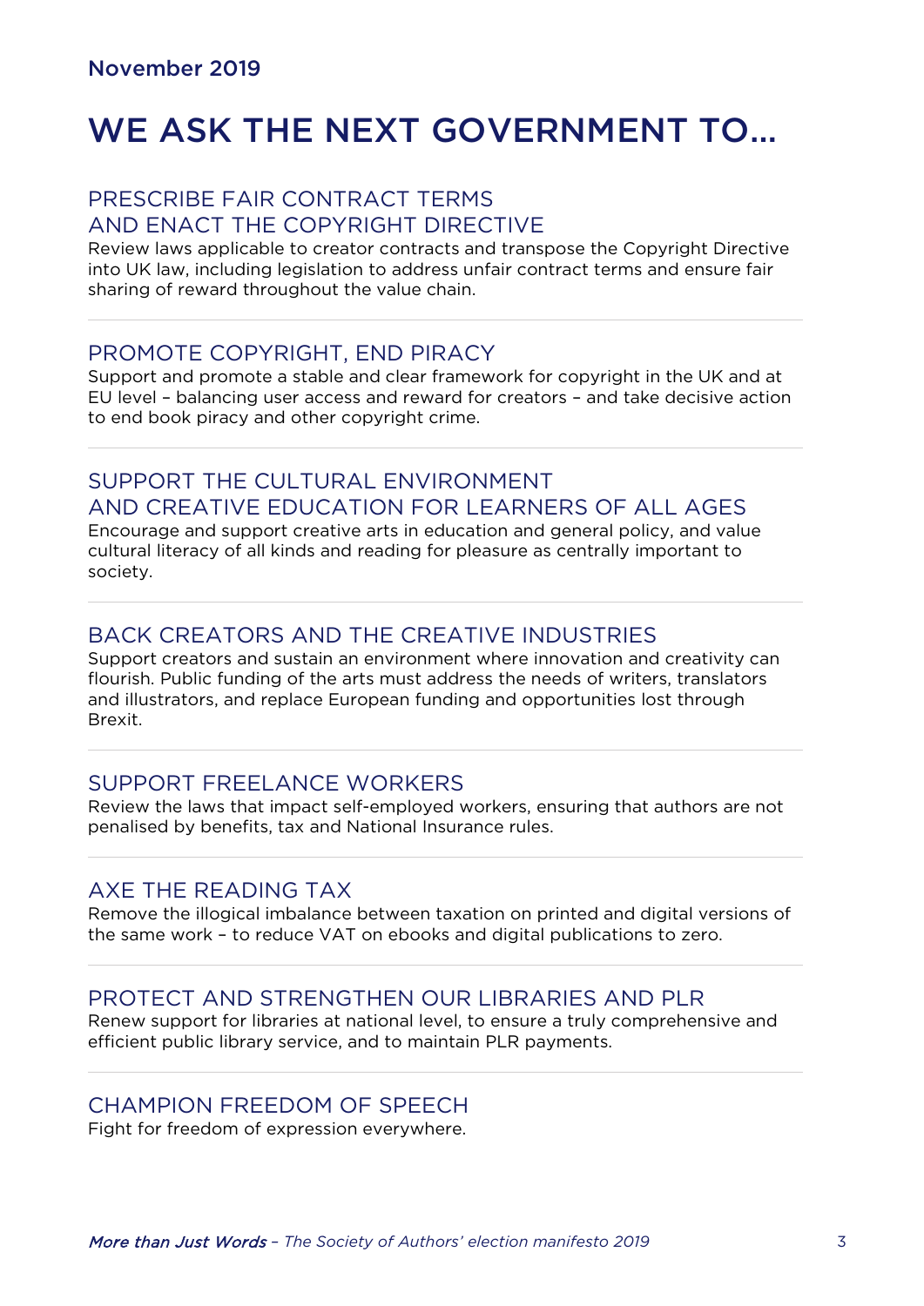November 2019

# WE ASK THE NEXT GOVERNMENT TO…

## PRESCRIBE FAIR CONTRACT TERMS AND ENACT THE COPYRIGHT DIRECTIVE

Review laws applicable to creator contracts and transpose the Copyright Directive into UK law, including legislation to address unfair contract terms and ensure fair sharing of reward throughout the value chain.

---

## PROMOTE COPYRIGHT, END PIRACY

Support and promote a stable and clear framework for copyright in the UK and at EU level – balancing user access and reward for creators – and take decisive action to end book piracy and other copyright crime.

---

## SUPPORT THE CULTURAL ENVIRONMENT AND CREATIVE EDUCATION FOR LEARNERS OF ALL AGES

Encourage and support creative arts in education and general policy, and value cultural literacy of all kinds and reading for pleasure as centrally important to society.

---

## BACK CREATORS AND THE CREATIVE INDUSTRIES

Support creators and sustain an environment where innovation and creativity can flourish. Public funding of the arts must address the needs of writers, translators and illustrators, and replace European funding and opportunities lost through Brexit.

---

## SUPPORT FREELANCE WORKERS

Review the laws that impact self-employed workers, ensuring that authors are not penalised by benefits, tax and National Insurance rules.

---

## AXE THE READING TAX

Remove the illogical imbalance between taxation on printed and digital versions of the same work – to reduce VAT on ebooks and digital publications to zero.

---

## PROTECT AND STRENGTHEN OUR LIBRARIES AND PLR

Renew support for libraries at national level, to ensure a truly comprehensive and efficient public library service, and to maintain PLR payments.

---

## CHAMPION FREEDOM OF SPEECH

Fight for freedom of expression everywhere.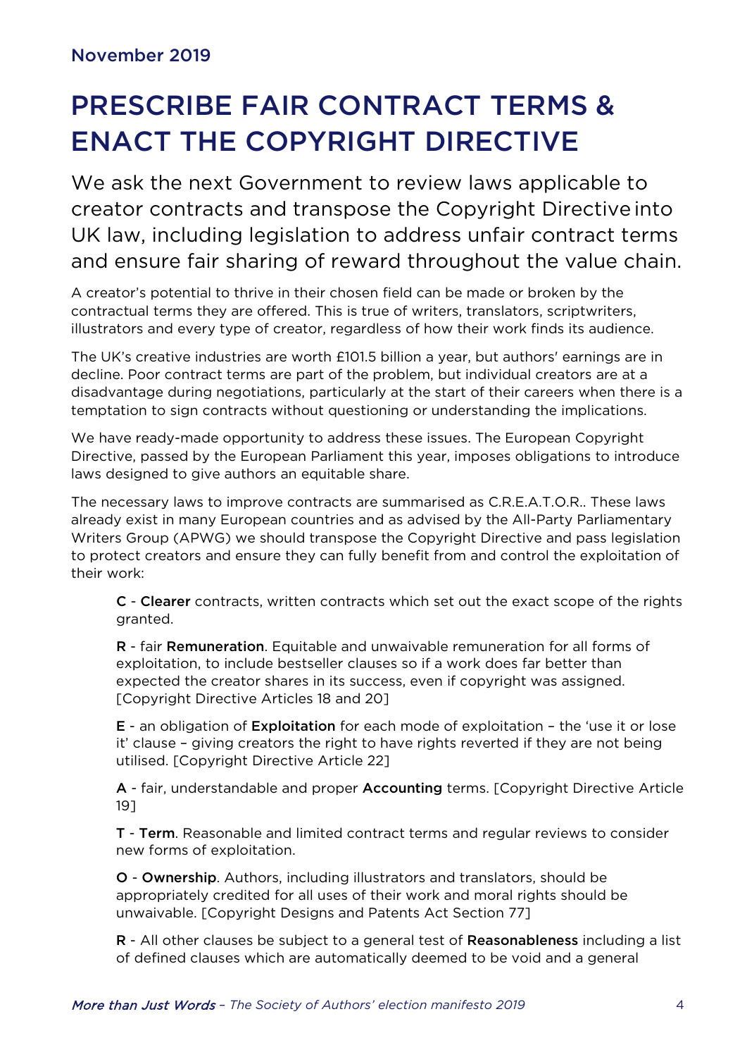November 2019

# PRESCRIBE FAIR CONTRACT TERMS & ENACT THE COPYRIGHT DIRECTIVE

## We ask the next Government to review laws applicable to creator contracts and transpose the Copyright Directive into UK law, including legislation to address unfair contract terms and ensure fair sharing of reward throughout the value chain.

A creator's potential to thrive in their chosen field can be made or broken by the contractual terms they are offered. This is true of writers, translators, scriptwriters, illustrators and every type of creator, regardless of how their work finds its audience.

The UK's creative industries are worth £101.5 billion a year, but authors' earnings are in decline. Poor contract terms are part of the problem, but individual creators are at a disadvantage during negotiations, particularly at the start of their careers when there is a temptation to sign contracts without questioning or understanding the implications.

We have ready-made opportunity to address these issues. The European Copyright Directive, passed by the European Parliament this year, imposes obligations to introduce laws designed to give authors an equitable share.

The necessary laws to improve contracts are summarised as C.R.E.A.T.O.R.. These laws already exist in many European countries and as advised by the All-Party Parliamentary Writers Group (APWG) we should transpose the Copyright Directive and pass legislation to protect creators and ensure they can fully benefit from and control the exploitation of their work:

**C** - **Clearer** contracts, written contracts which set out the exact scope of the rights granted.

**R** - fair **Remuneration**. Equitable and unwaivable remuneration for all forms of exploitation, to include bestseller clauses so if a work does far better than expected the creator shares in its success, even if copyright was assigned. [Copyright Directive Articles 18 and 20]

**E** - an obligation of **Exploitation** for each mode of exploitation – the 'use it or lose it' clause – giving creators the right to have rights reverted if they are not being utilised. [Copyright Directive Article 22]

**A** - fair, understandable and proper **Accounting** terms. [Copyright Directive Article 19]

**T** - **Term**. Reasonable and limited contract terms and regular reviews to consider new forms of exploitation.

**O** - **Ownership**. Authors, including illustrators and translators, should be appropriately credited for all uses of their work and moral rights should be unwaivable. [Copyright Designs and Patents Act Section 77]

**R** - All other clauses be subject to a general test of **Reasonableness** including a list of defined clauses which are automatically deemed to be void and a general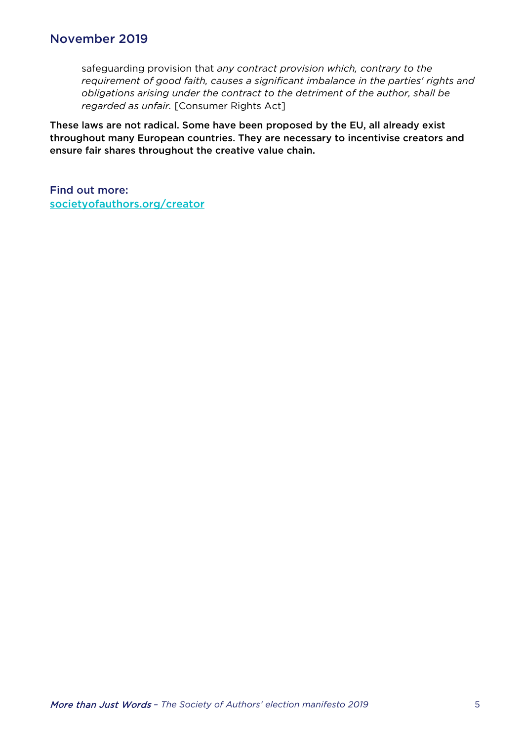safeguarding provision that *any contract provision which, contrary to the requirement of good faith, causes a significant imbalance in the parties' rights and obligations arising under the contract to the detriment of the author, shall be regarded as unfair.* [Consumer Rights Act]

**These laws are not radical. Some have been proposed by the EU, all already exist throughout many European countries. They are necessary to incentivise creators and ensure fair shares throughout the creative value chain.**

Find out more:
[societyofauthors.org/creator](societyofauthors.org/creator)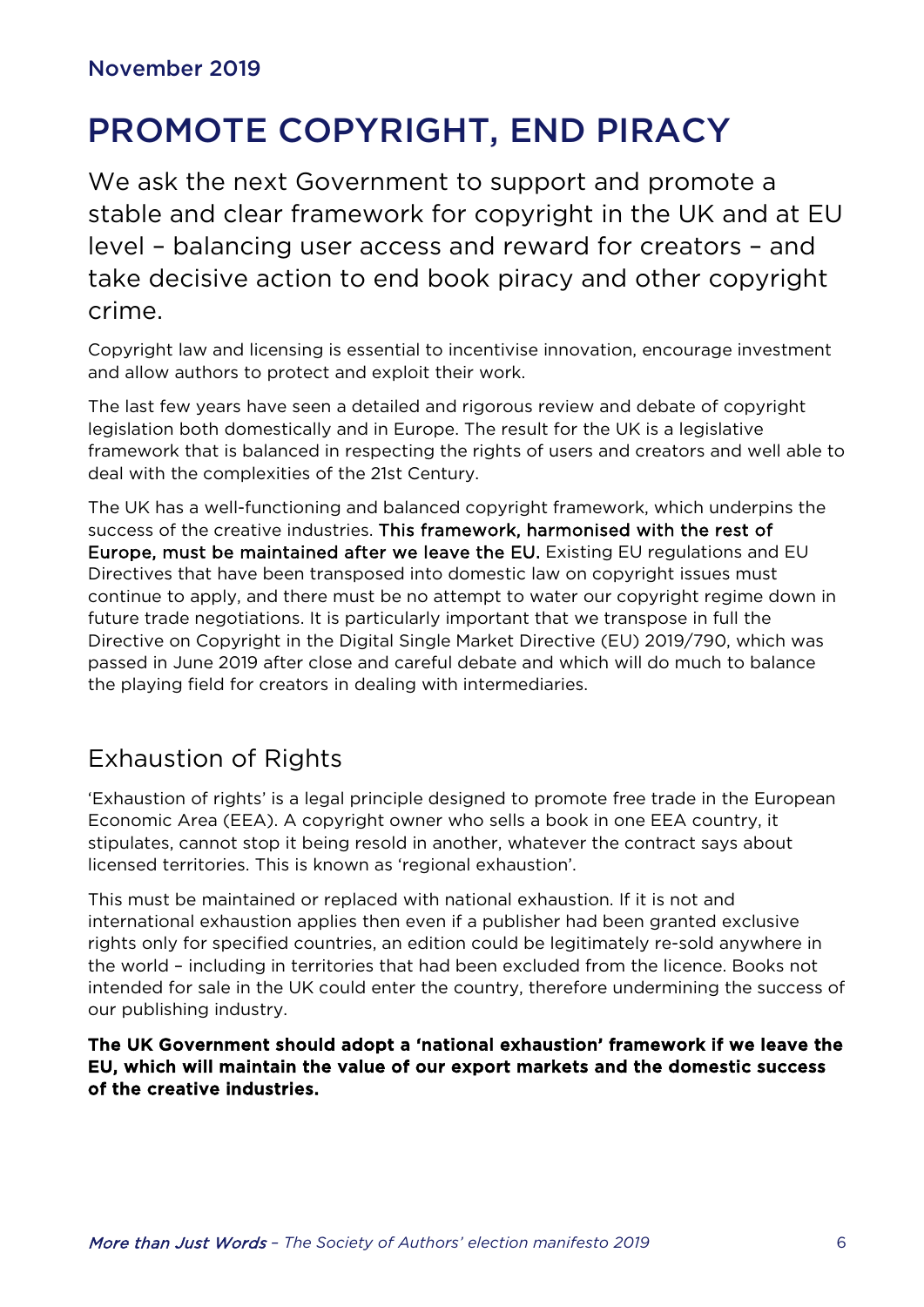November 2019

# PROMOTE COPYRIGHT, END PIRACY

We ask the next Government to support and promote a stable and clear framework for copyright in the UK and at EU level – balancing user access and reward for creators – and take decisive action to end book piracy and other copyright crime.

Copyright law and licensing is essential to incentivise innovation, encourage investment and allow authors to protect and exploit their work.

The last few years have seen a detailed and rigorous review and debate of copyright legislation both domestically and in Europe. The result for the UK is a legislative framework that is balanced in respecting the rights of users and creators and well able to deal with the complexities of the 21st Century.

The UK has a well-functioning and balanced copyright framework, which underpins the success of the creative industries. This framework, harmonised with the rest of Europe, must be maintained after we leave the EU. Existing EU regulations and EU Directives that have been transposed into domestic law on copyright issues must continue to apply, and there must be no attempt to water our copyright regime down in future trade negotiations. It is particularly important that we transpose in full the Directive on Copyright in the Digital Single Market Directive (EU) 2019/790, which was passed in June 2019 after close and careful debate and which will do much to balance the playing field for creators in dealing with intermediaries.

## Exhaustion of Rights

'Exhaustion of rights' is a legal principle designed to promote free trade in the European Economic Area (EEA). A copyright owner who sells a book in one EEA country, it stipulates, cannot stop it being resold in another, whatever the contract says about licensed territories. This is known as 'regional exhaustion'.

This must be maintained or replaced with national exhaustion. If it is not and international exhaustion applies then even if a publisher had been granted exclusive rights only for specified countries, an edition could be legitimately re-sold anywhere in the world – including in territories that had been excluded from the licence. Books not intended for sale in the UK could enter the country, therefore undermining the success of our publishing industry.

**The UK Government should adopt a 'national exhaustion' framework if we leave the EU, which will maintain the value of our export markets and the domestic success of the creative industries.**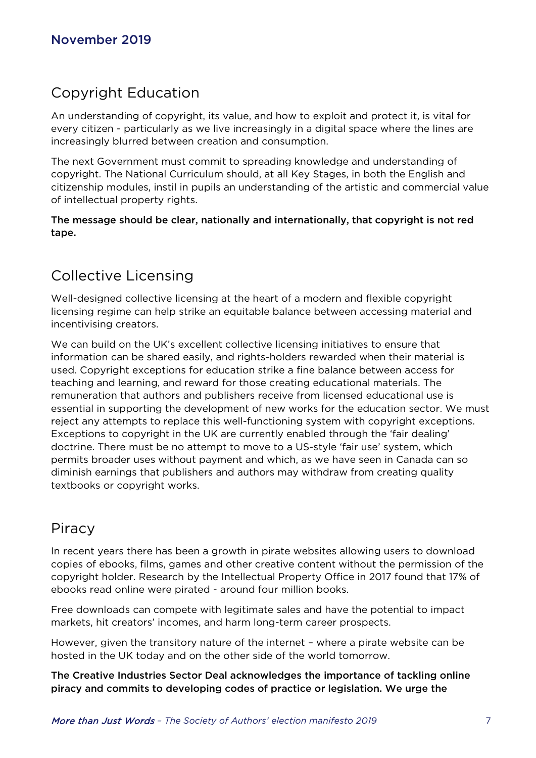November 2019

## Copyright Education

An understanding of copyright, its value, and how to exploit and protect it, is vital for every citizen - particularly as we live increasingly in a digital space where the lines are increasingly blurred between creation and consumption.

The next Government must commit to spreading knowledge and understanding of copyright. The National Curriculum should, at all Key Stages, in both the English and citizenship modules, instil in pupils an understanding of the artistic and commercial value of intellectual property rights.

**The message should be clear, nationally and internationally, that copyright is not red tape.**

## Collective Licensing

Well-designed collective licensing at the heart of a modern and flexible copyright licensing regime can help strike an equitable balance between accessing material and incentivising creators.

We can build on the UK's excellent collective licensing initiatives to ensure that information can be shared easily, and rights-holders rewarded when their material is used. Copyright exceptions for education strike a fine balance between access for teaching and learning, and reward for those creating educational materials. The remuneration that authors and publishers receive from licensed educational use is essential in supporting the development of new works for the education sector. We must reject any attempts to replace this well-functioning system with copyright exceptions. Exceptions to copyright in the UK are currently enabled through the 'fair dealing' doctrine. There must be no attempt to move to a US-style 'fair use' system, which permits broader uses without payment and which, as we have seen in Canada can so diminish earnings that publishers and authors may withdraw from creating quality textbooks or copyright works.

## Piracy

In recent years there has been a growth in pirate websites allowing users to download copies of ebooks, films, games and other creative content without the permission of the copyright holder. Research by the Intellectual Property Office in 2017 found that 17% of ebooks read online were pirated - around four million books.

Free downloads can compete with legitimate sales and have the potential to impact markets, hit creators' incomes, and harm long-term career prospects.

However, given the transitory nature of the internet – where a pirate website can be hosted in the UK today and on the other side of the world tomorrow.

**The Creative Industries Sector Deal acknowledges the importance of tackling online piracy and commits to developing codes of practice or legislation. We urge the**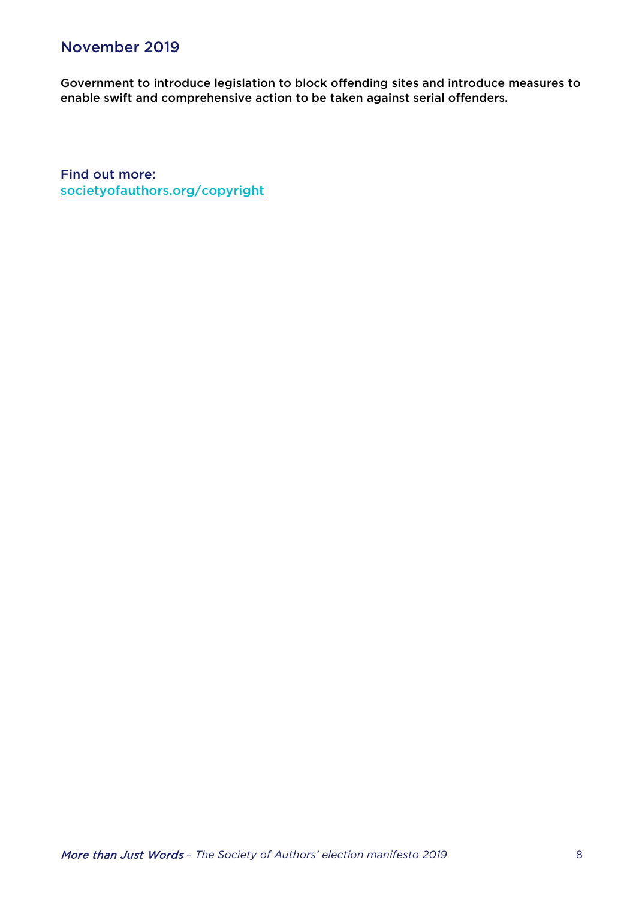## November 2019

**Government to introduce legislation to block offending sites and introduce measures to enable swift and comprehensive action to be taken against serial offenders.**

Find out more:
[societyofauthors.org/copyright](societyofauthors.org/copyright)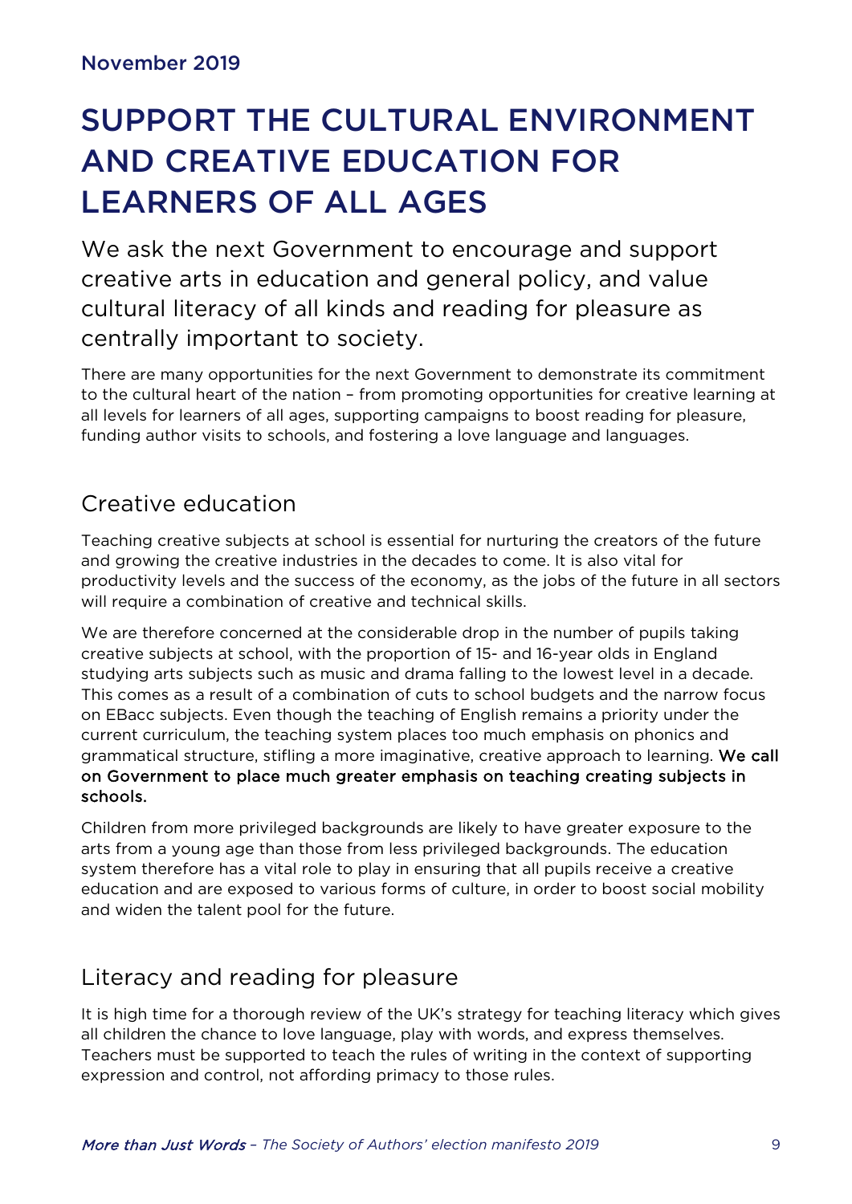November 2019

# SUPPORT THE CULTURAL ENVIRONMENT AND CREATIVE EDUCATION FOR LEARNERS OF ALL AGES

We ask the next Government to encourage and support creative arts in education and general policy, and value cultural literacy of all kinds and reading for pleasure as centrally important to society.

There are many opportunities for the next Government to demonstrate its commitment to the cultural heart of the nation – from promoting opportunities for creative learning at all levels for learners of all ages, supporting campaigns to boost reading for pleasure, funding author visits to schools, and fostering a love language and languages.

## Creative education

Teaching creative subjects at school is essential for nurturing the creators of the future and growing the creative industries in the decades to come. It is also vital for productivity levels and the success of the economy, as the jobs of the future in all sectors will require a combination of creative and technical skills.

We are therefore concerned at the considerable drop in the number of pupils taking creative subjects at school, with the proportion of 15- and 16-year olds in England studying arts subjects such as music and drama falling to the lowest level in a decade. This comes as a result of a combination of cuts to school budgets and the narrow focus on EBacc subjects. Even though the teaching of English remains a priority under the current curriculum, the teaching system places too much emphasis on phonics and grammatical structure, stifling a more imaginative, creative approach to learning. **We call on Government to place much greater emphasis on teaching creating subjects in schools.**

Children from more privileged backgrounds are likely to have greater exposure to the arts from a young age than those from less privileged backgrounds. The education system therefore has a vital role to play in ensuring that all pupils receive a creative education and are exposed to various forms of culture, in order to boost social mobility and widen the talent pool for the future.

## Literacy and reading for pleasure

It is high time for a thorough review of the UK's strategy for teaching literacy which gives all children the chance to love language, play with words, and express themselves. Teachers must be supported to teach the rules of writing in the context of supporting expression and control, not affording primacy to those rules.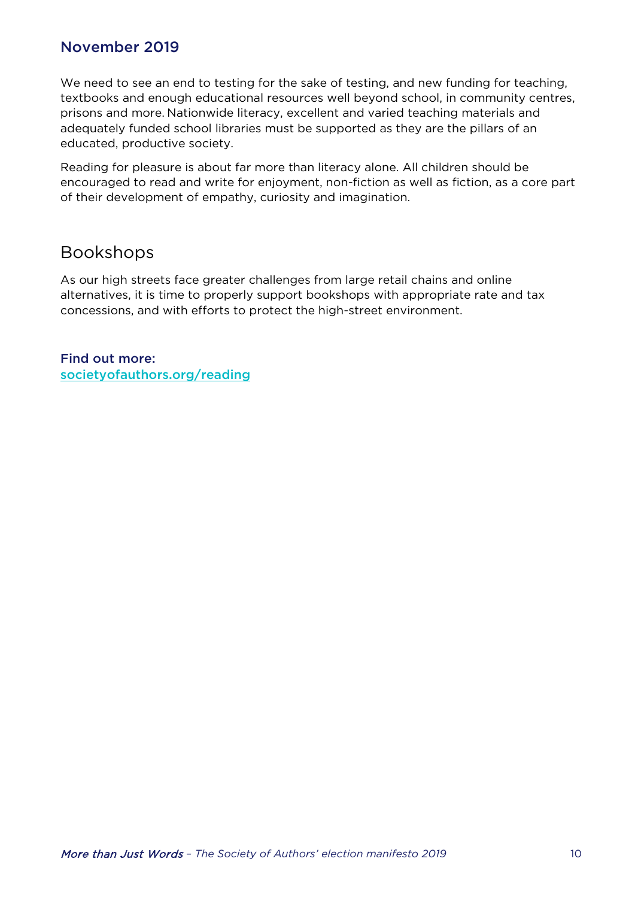We need to see an end to testing for the sake of testing, and new funding for teaching, textbooks and enough educational resources well beyond school, in community centres, prisons and more. Nationwide literacy, excellent and varied teaching materials and adequately funded school libraries must be supported as they are the pillars of an educated, productive society.

Reading for pleasure is about far more than literacy alone. All children should be encouraged to read and write for enjoyment, non-fiction as well as fiction, as a core part of their development of empathy, curiosity and imagination.

## Bookshops

As our high streets face greater challenges from large retail chains and online alternatives, it is time to properly support bookshops with appropriate rate and tax concessions, and with efforts to protect the high-street environment.

**Find out more:**
societyofauthors.org/reading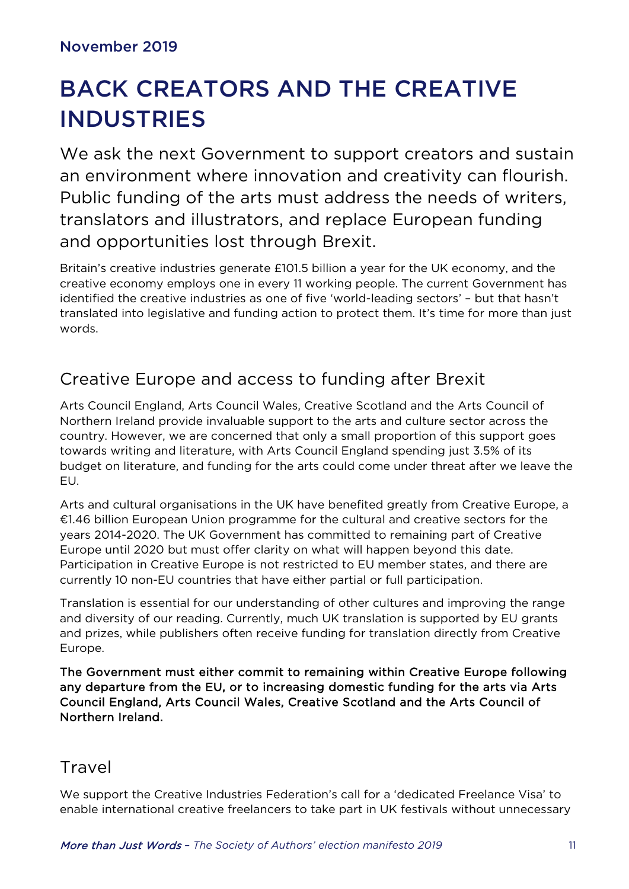November 2019

# BACK CREATORS AND THE CREATIVE INDUSTRIES

We ask the next Government to support creators and sustain an environment where innovation and creativity can flourish. Public funding of the arts must address the needs of writers, translators and illustrators, and replace European funding and opportunities lost through Brexit.

Britain's creative industries generate £101.5 billion a year for the UK economy, and the creative economy employs one in every 11 working people. The current Government has identified the creative industries as one of five 'world-leading sectors' – but that hasn't translated into legislative and funding action to protect them. It's time for more than just words.

## Creative Europe and access to funding after Brexit

Arts Council England, Arts Council Wales, Creative Scotland and the Arts Council of Northern Ireland provide invaluable support to the arts and culture sector across the country. However, we are concerned that only a small proportion of this support goes towards writing and literature, with Arts Council England spending just 3.5% of its budget on literature, and funding for the arts could come under threat after we leave the EU.

Arts and cultural organisations in the UK have benefited greatly from Creative Europe, a €1.46 billion European Union programme for the cultural and creative sectors for the years 2014-2020. The UK Government has committed to remaining part of Creative Europe until 2020 but must offer clarity on what will happen beyond this date. Participation in Creative Europe is not restricted to EU member states, and there are currently 10 non-EU countries that have either partial or full participation.

Translation is essential for our understanding of other cultures and improving the range and diversity of our reading. Currently, much UK translation is supported by EU grants and prizes, while publishers often receive funding for translation directly from Creative Europe.

**The Government must either commit to remaining within Creative Europe following any departure from the EU, or to increasing domestic funding for the arts via Arts Council England, Arts Council Wales, Creative Scotland and the Arts Council of Northern Ireland.**

## Travel

We support the Creative Industries Federation's call for a 'dedicated Freelance Visa' to enable international creative freelancers to take part in UK festivals without unnecessary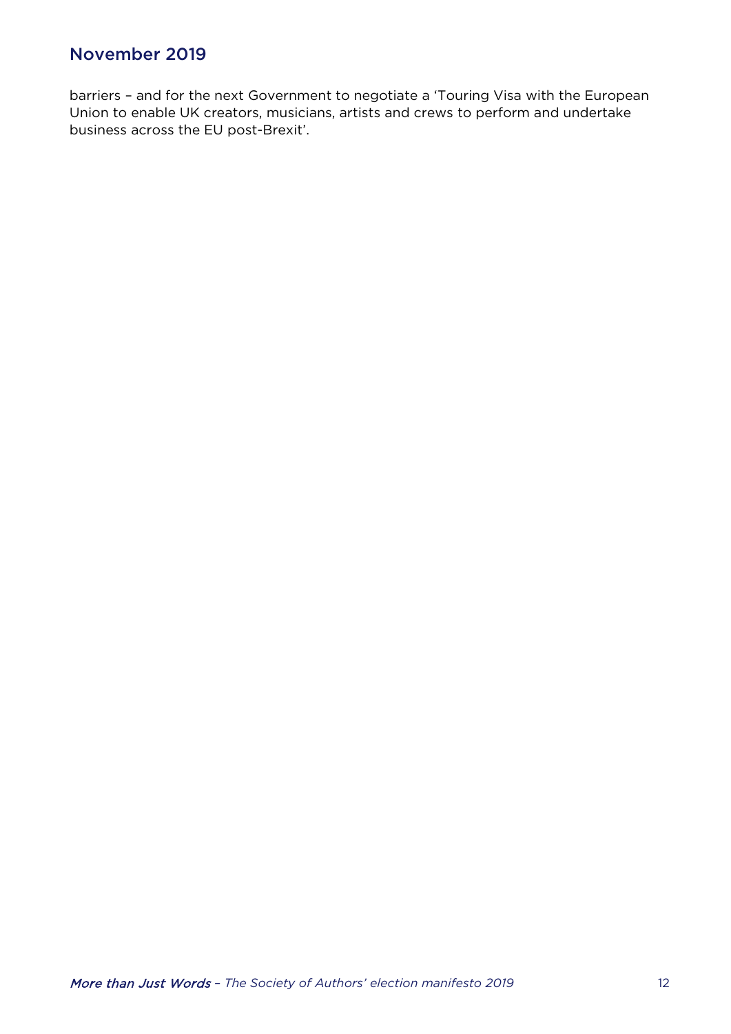barriers – and for the next Government to negotiate a 'Touring Visa with the European Union to enable UK creators, musicians, artists and crews to perform and undertake business across the EU post-Brexit'.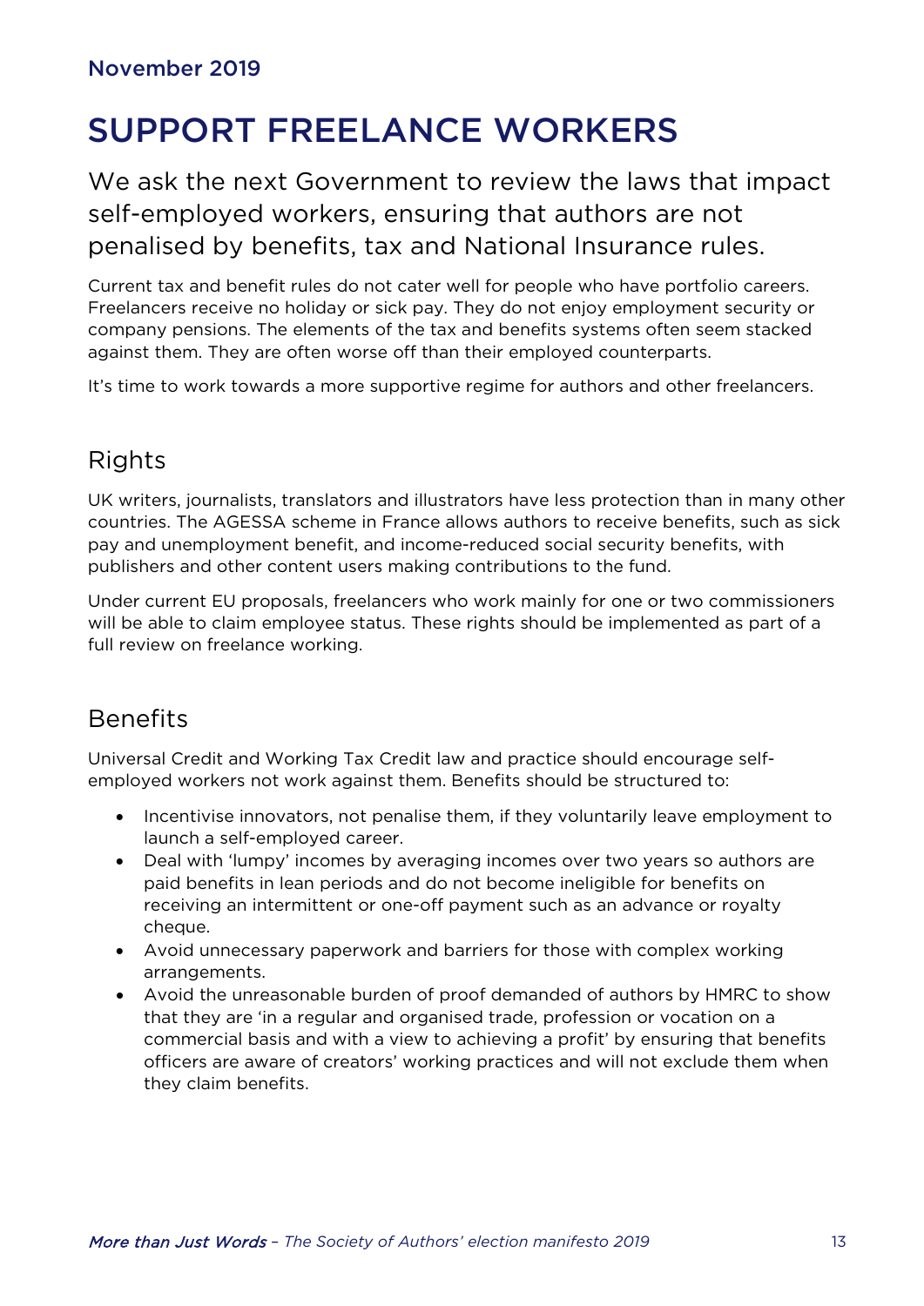November 2019

# SUPPORT FREELANCE WORKERS

We ask the next Government to review the laws that impact self-employed workers, ensuring that authors are not penalised by benefits, tax and National Insurance rules.

Current tax and benefit rules do not cater well for people who have portfolio careers. Freelancers receive no holiday or sick pay. They do not enjoy employment security or company pensions. The elements of the tax and benefits systems often seem stacked against them. They are often worse off than their employed counterparts.

It's time to work towards a more supportive regime for authors and other freelancers.

## Rights

UK writers, journalists, translators and illustrators have less protection than in many other countries. The AGESSA scheme in France allows authors to receive benefits, such as sick pay and unemployment benefit, and income-reduced social security benefits, with publishers and other content users making contributions to the fund.

Under current EU proposals, freelancers who work mainly for one or two commissioners will be able to claim employee status. These rights should be implemented as part of a full review on freelance working.

## Benefits

Universal Credit and Working Tax Credit law and practice should encourage self-employed workers not work against them. Benefits should be structured to:

- Incentivise innovators, not penalise them, if they voluntarily leave employment to launch a self-employed career.
- Deal with 'lumpy' incomes by averaging incomes over two years so authors are paid benefits in lean periods and do not become ineligible for benefits on receiving an intermittent or one-off payment such as an advance or royalty cheque.
- Avoid unnecessary paperwork and barriers for those with complex working arrangements.
- Avoid the unreasonable burden of proof demanded of authors by HMRC to show that they are 'in a regular and organised trade, profession or vocation on a commercial basis and with a view to achieving a profit' by ensuring that benefits officers are aware of creators' working practices and will not exclude them when they claim benefits.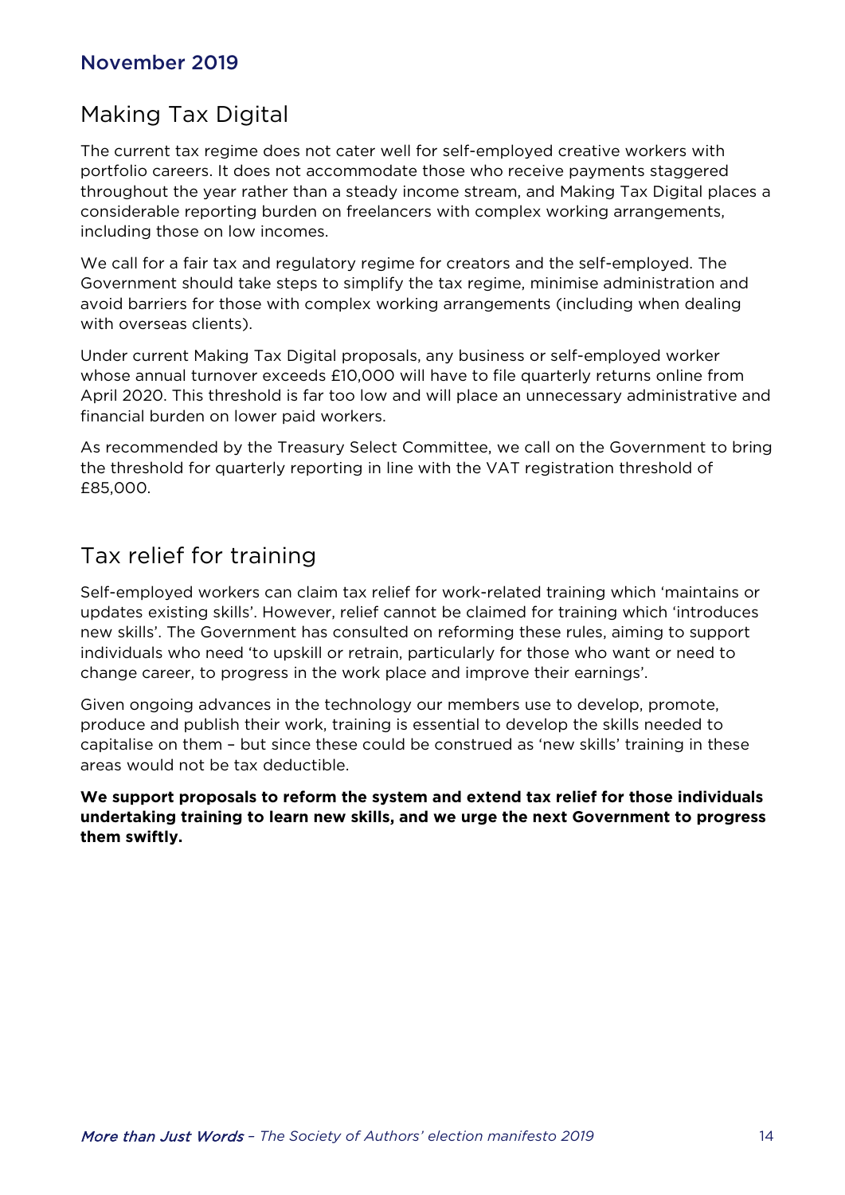## Making Tax Digital

The current tax regime does not cater well for self-employed creative workers with portfolio careers. It does not accommodate those who receive payments staggered throughout the year rather than a steady income stream, and Making Tax Digital places a considerable reporting burden on freelancers with complex working arrangements, including those on low incomes.

We call for a fair tax and regulatory regime for creators and the self-employed. The Government should take steps to simplify the tax regime, minimise administration and avoid barriers for those with complex working arrangements (including when dealing with overseas clients).

Under current Making Tax Digital proposals, any business or self-employed worker whose annual turnover exceeds £10,000 will have to file quarterly returns online from April 2020. This threshold is far too low and will place an unnecessary administrative and financial burden on lower paid workers.

As recommended by the Treasury Select Committee, we call on the Government to bring the threshold for quarterly reporting in line with the VAT registration threshold of £85,000.

## Tax relief for training

Self-employed workers can claim tax relief for work-related training which 'maintains or updates existing skills'. However, relief cannot be claimed for training which 'introduces new skills'. The Government has consulted on reforming these rules, aiming to support individuals who need 'to upskill or retrain, particularly for those who want or need to change career, to progress in the work place and improve their earnings'.

Given ongoing advances in the technology our members use to develop, promote, produce and publish their work, training is essential to develop the skills needed to capitalise on them – but since these could be construed as 'new skills' training in these areas would not be tax deductible.

**We support proposals to reform the system and extend tax relief for those individuals undertaking training to learn new skills, and we urge the next Government to progress them swiftly.**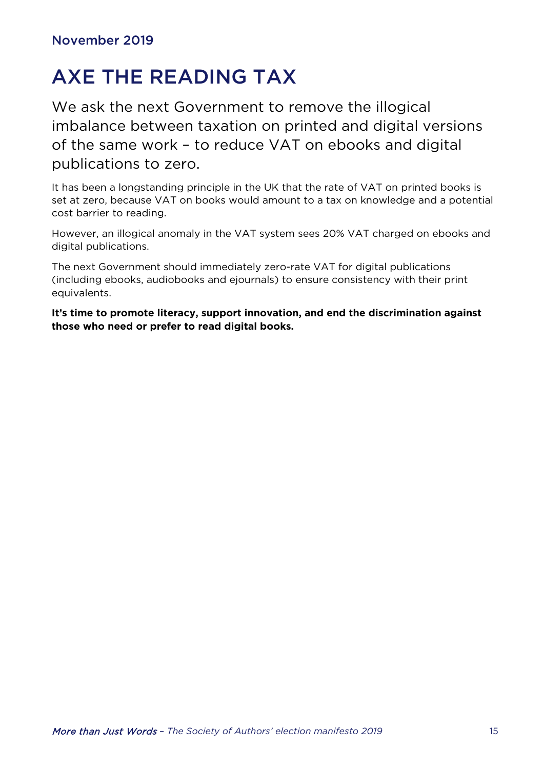November 2019

# AXE THE READING TAX

We ask the next Government to remove the illogical imbalance between taxation on printed and digital versions of the same work – to reduce VAT on ebooks and digital publications to zero.

It has been a longstanding principle in the UK that the rate of VAT on printed books is set at zero, because VAT on books would amount to a tax on knowledge and a potential cost barrier to reading.

However, an illogical anomaly in the VAT system sees 20% VAT charged on ebooks and digital publications.

The next Government should immediately zero-rate VAT for digital publications (including ebooks, audiobooks and ejournals) to ensure consistency with their print equivalents.

**It's time to promote literacy, support innovation, and end the discrimination against those who need or prefer to read digital books.**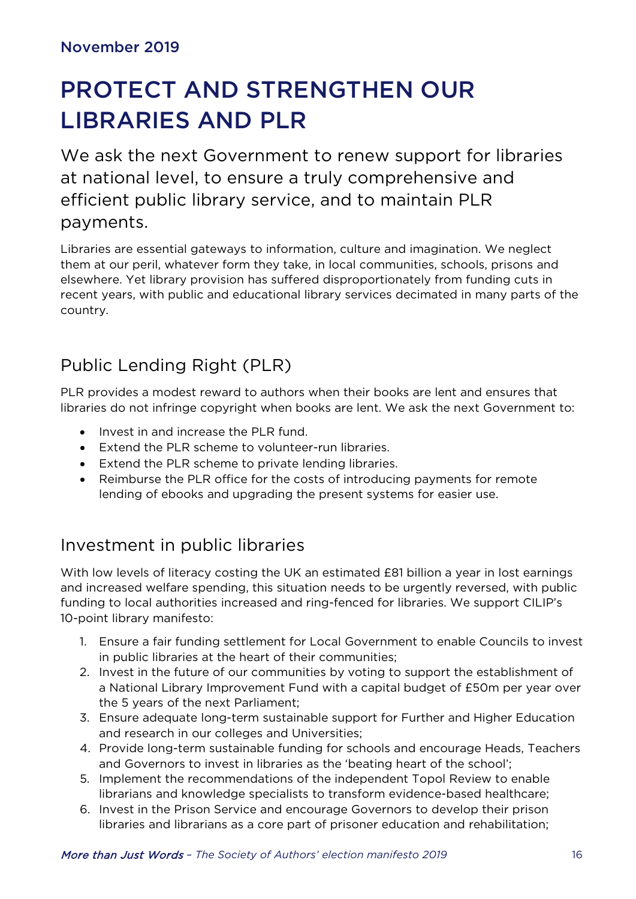November 2019

# PROTECT AND STRENGTHEN OUR LIBRARIES AND PLR

We ask the next Government to renew support for libraries at national level, to ensure a truly comprehensive and efficient public library service, and to maintain PLR payments.

Libraries are essential gateways to information, culture and imagination. We neglect them at our peril, whatever form they take, in local communities, schools, prisons and elsewhere. Yet library provision has suffered disproportionately from funding cuts in recent years, with public and educational library services decimated in many parts of the country.

## Public Lending Right (PLR)

PLR provides a modest reward to authors when their books are lent and ensures that libraries do not infringe copyright when books are lent. We ask the next Government to:

- Invest in and increase the PLR fund.
- Extend the PLR scheme to volunteer-run libraries.
- Extend the PLR scheme to private lending libraries.
- Reimburse the PLR office for the costs of introducing payments for remote lending of ebooks and upgrading the present systems for easier use.

## Investment in public libraries

With low levels of literacy costing the UK an estimated £81 billion a year in lost earnings and increased welfare spending, this situation needs to be urgently reversed, with public funding to local authorities increased and ring-fenced for libraries. We support CILIP's 10-point library manifesto:

1. Ensure a fair funding settlement for Local Government to enable Councils to invest in public libraries at the heart of their communities;
2. Invest in the future of our communities by voting to support the establishment of a National Library Improvement Fund with a capital budget of £50m per year over the 5 years of the next Parliament;
3. Ensure adequate long-term sustainable support for Further and Higher Education and research in our colleges and Universities;
4. Provide long-term sustainable funding for schools and encourage Heads, Teachers and Governors to invest in libraries as the 'beating heart of the school';
5. Implement the recommendations of the independent Topol Review to enable librarians and knowledge specialists to transform evidence-based healthcare;
6. Invest in the Prison Service and encourage Governors to develop their prison libraries and librarians as a core part of prisoner education and rehabilitation;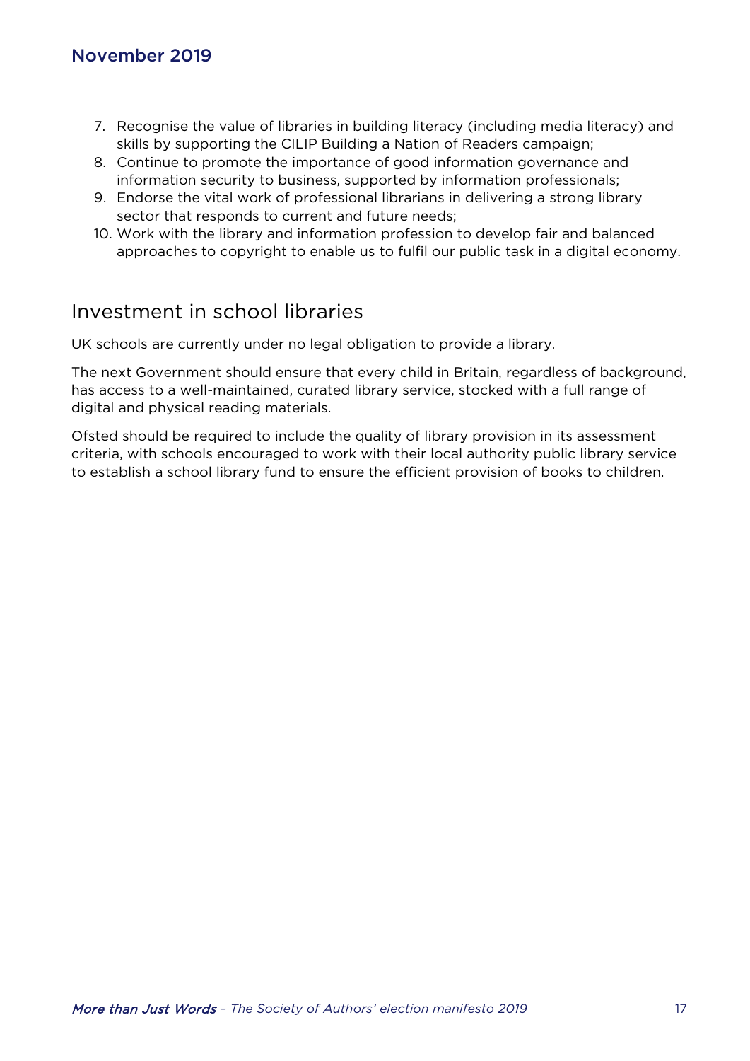7. Recognise the value of libraries in building literacy (including media literacy) and skills by supporting the CILIP Building a Nation of Readers campaign;
8. Continue to promote the importance of good information governance and information security to business, supported by information professionals;
9. Endorse the vital work of professional librarians in delivering a strong library sector that responds to current and future needs;
10. Work with the library and information profession to develop fair and balanced approaches to copyright to enable us to fulfil our public task in a digital economy.

## Investment in school libraries

UK schools are currently under no legal obligation to provide a library.

The next Government should ensure that every child in Britain, regardless of background, has access to a well-maintained, curated library service, stocked with a full range of digital and physical reading materials.

Ofsted should be required to include the quality of library provision in its assessment criteria, with schools encouraged to work with their local authority public library service to establish a school library fund to ensure the efficient provision of books to children.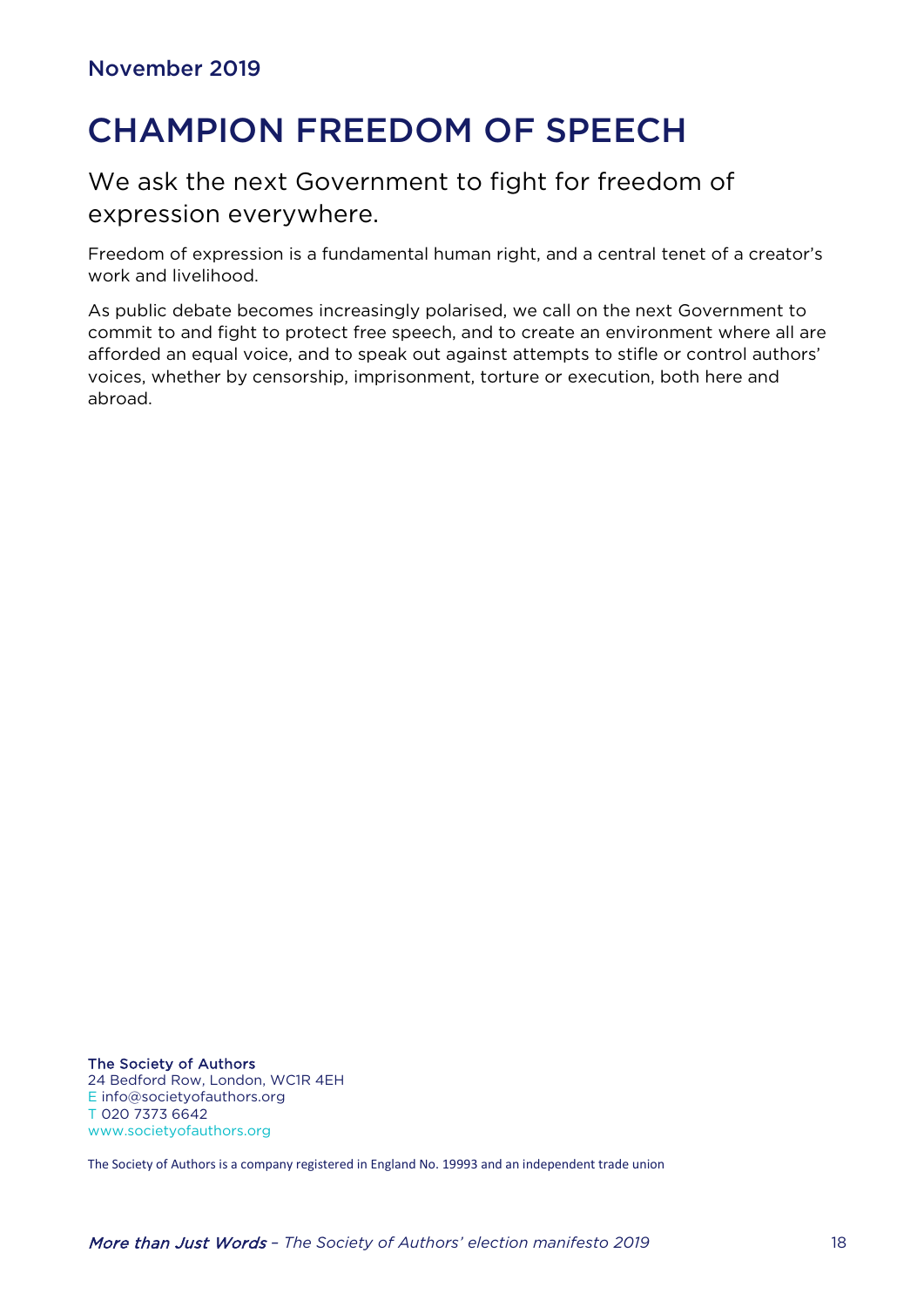November 2019

# CHAMPION FREEDOM OF SPEECH

## We ask the next Government to fight for freedom of expression everywhere.

Freedom of expression is a fundamental human right, and a central tenet of a creator's work and livelihood.

As public debate becomes increasingly polarised, we call on the next Government to commit to and fight to protect free speech, and to create an environment where all are afforded an equal voice, and to speak out against attempts to stifle or control authors' voices, whether by censorship, imprisonment, torture or execution, both here and abroad.

**The Society of Authors**
24 Bedford Row, London, WC1R 4EH
E info@societyofauthors.org
T 020 7373 6642
www.societyofauthors.org

The Society of Authors is a company registered in England No. 19993 and an independent trade union